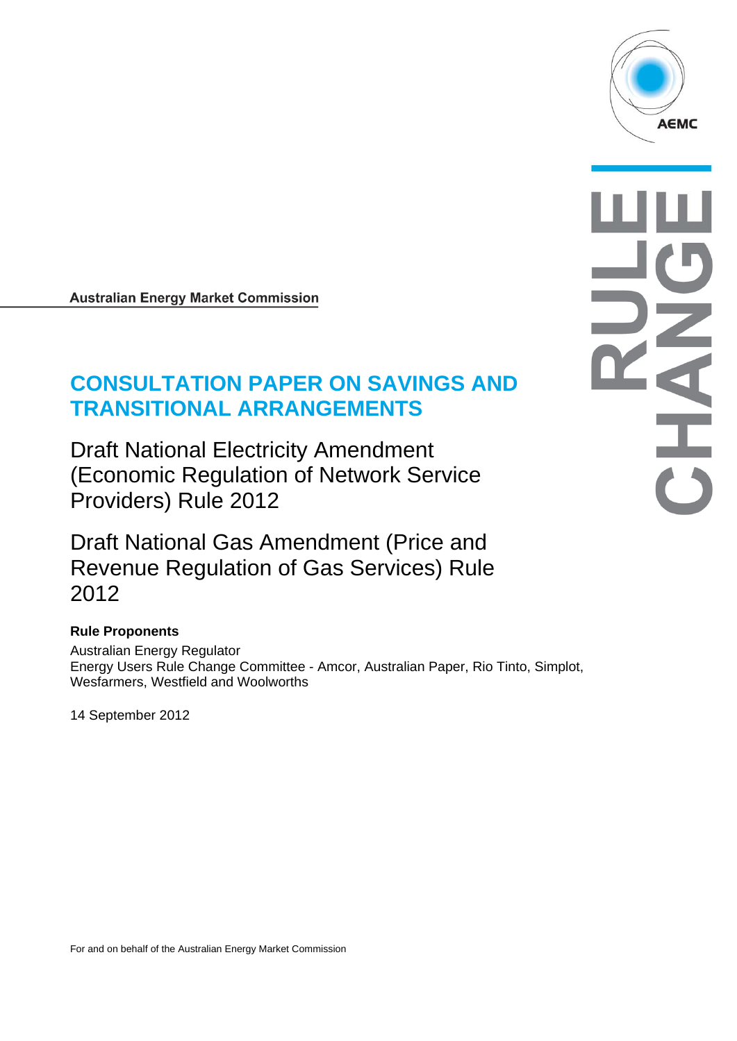Australian Energy Market Commission

# CONSULTATION PAPER ON SAVINGS AND TRANSITIONAL ARRANGEMENTS

## Draft National Electricity Amendment (Economic Regulation of Network Service Providers) Rule 2012

## Draft National Gas Amendment (Price and Revenue Regulation of Gas Services) Rule 2012

**Rule Proponents**

Australian Energy Regulator
Energy Users Rule Change Committee - Amcor, Australian Paper, Rio Tinto, Simplot, Wesfarmers, Westfield and Woolworths

14 September 2012

For and on behalf of the Australian Energy Market Commission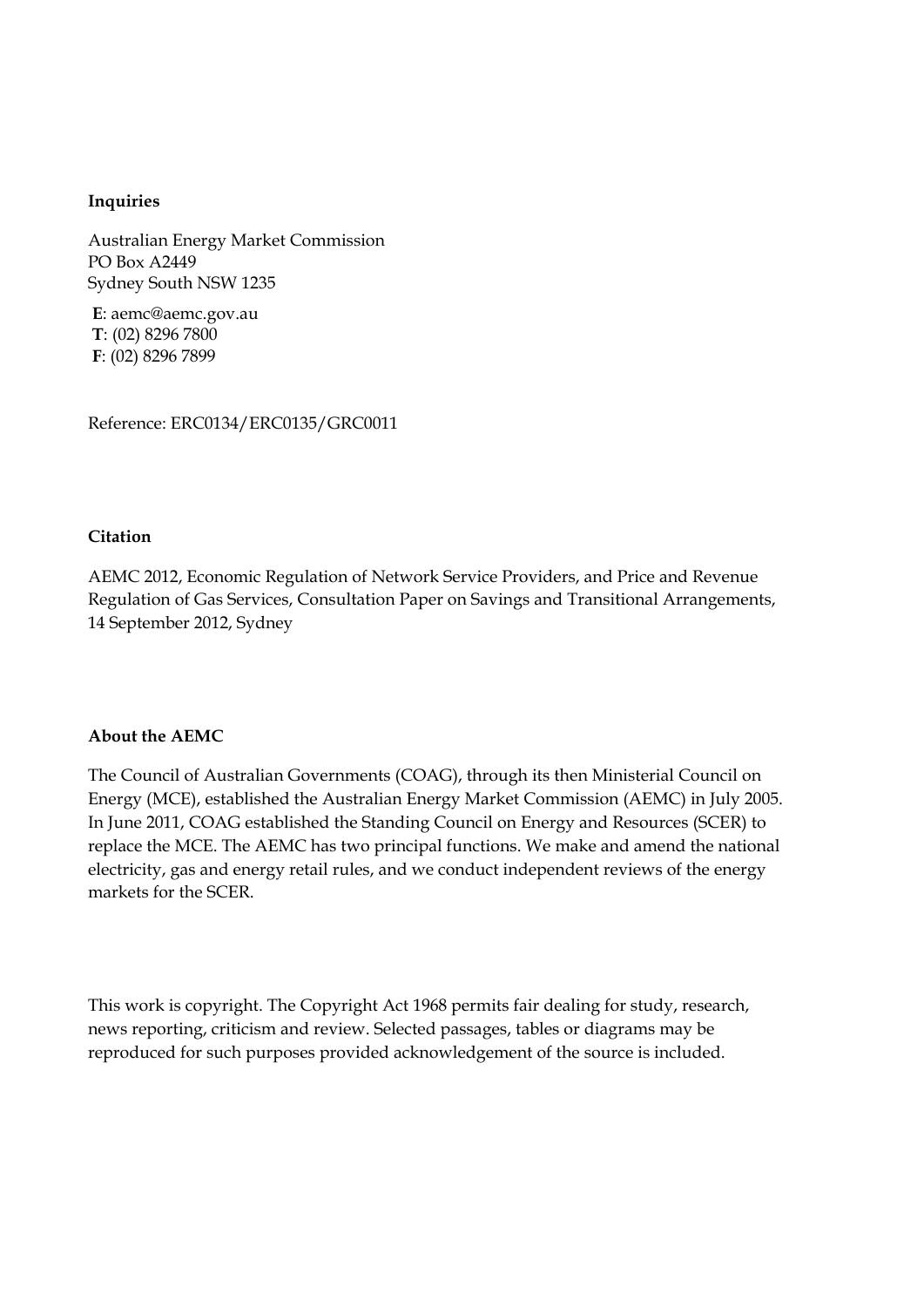**Inquiries**

Australian Energy Market Commission
PO Box A2449
Sydney South NSW 1235

**E**: aemc@aemc.gov.au
**T**: (02) 8296 7800
**F**: (02) 8296 7899

Reference: ERC0134/ERC0135/GRC0011

**Citation**

AEMC 2012, Economic Regulation of Network Service Providers, and Price and Revenue Regulation of Gas Services, Consultation Paper on Savings and Transitional Arrangements, 14 September 2012, Sydney

**About the AEMC**

The Council of Australian Governments (COAG), through its then Ministerial Council on Energy (MCE), established the Australian Energy Market Commission (AEMC) in July 2005. In June 2011, COAG established the Standing Council on Energy and Resources (SCER) to replace the MCE. The AEMC has two principal functions. We make and amend the national electricity, gas and energy retail rules, and we conduct independent reviews of the energy markets for the SCER.

This work is copyright. The Copyright Act 1968 permits fair dealing for study, research, news reporting, criticism and review. Selected passages, tables or diagrams may be reproduced for such purposes provided acknowledgement of the source is included.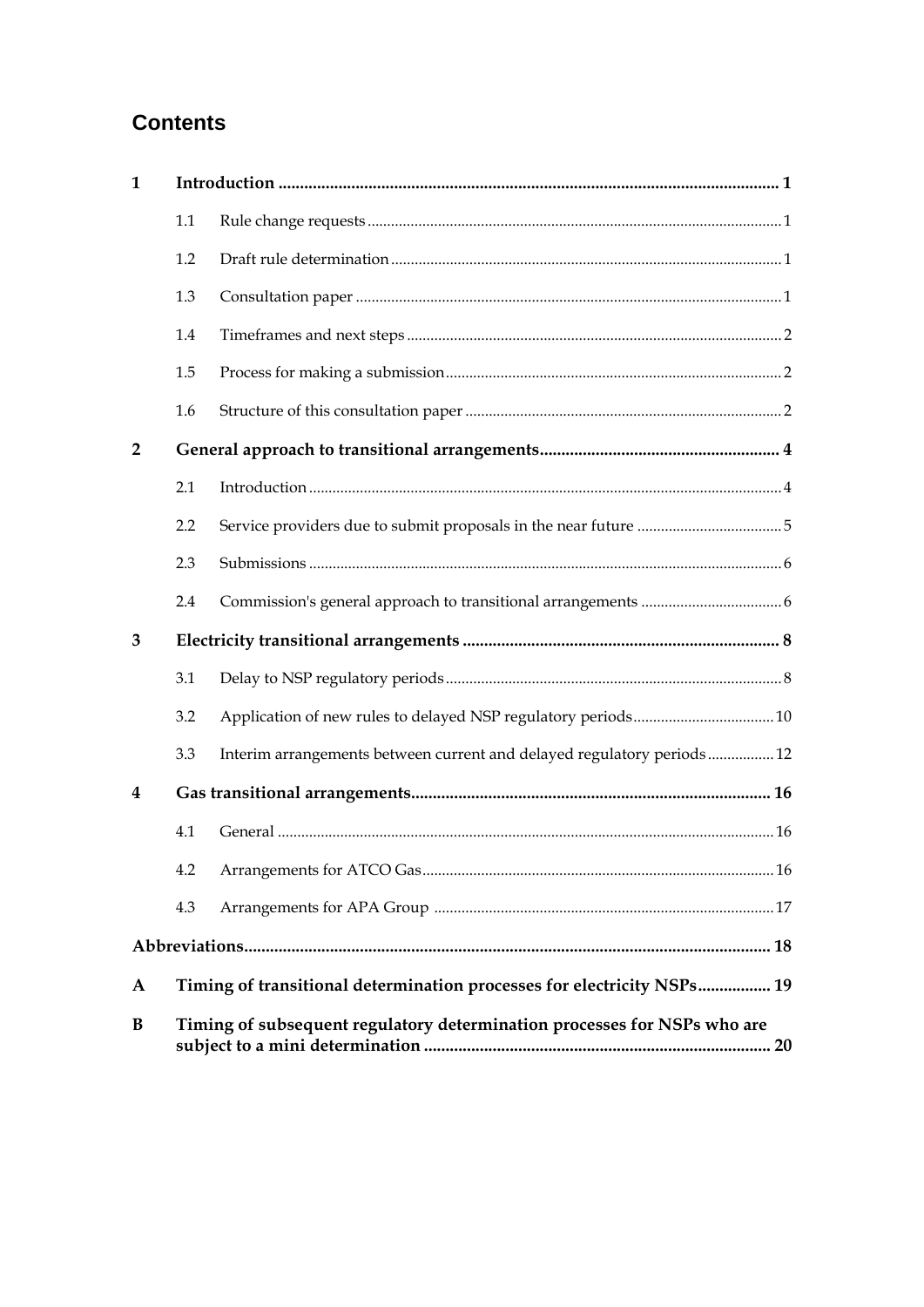# Contents

| | | | |
|---|---|---|---|
| **1** | **Introduction** | | **1** |
| | 1.1 | Rule change requests | 1 |
| | 1.2 | Draft rule determination | 1 |
| | 1.3 | Consultation paper | 1 |
| | 1.4 | Timeframes and next steps | 2 |
| | 1.5 | Process for making a submission | 2 |
| | 1.6 | Structure of this consultation paper | 2 |
| **2** | **General approach to transitional arrangements** | | **4** |
| | 2.1 | Introduction | 4 |
| | 2.2 | Service providers due to submit proposals in the near future | 5 |
| | 2.3 | Submissions | 6 |
| | 2.4 | Commission's general approach to transitional arrangements | 6 |
| **3** | **Electricity transitional arrangements** | | **8** |
| | 3.1 | Delay to NSP regulatory periods | 8 |
| | 3.2 | Application of new rules to delayed NSP regulatory periods | 10 |
| | 3.3 | Interim arrangements between current and delayed regulatory periods | 12 |
| **4** | **Gas transitional arrangements** | | **16** |
| | 4.1 | General | 16 |
| | 4.2 | Arrangements for ATCO Gas | 16 |
| | 4.3 | Arrangements for APA Group | 17 |
| **Abbreviations** | | | **18** |
| **A** | **Timing of transitional determination processes for electricity NSPs** | | **19** |
| **B** | **Timing of subsequent regulatory determination processes for NSPs who are subject to a mini determination** | | **20** |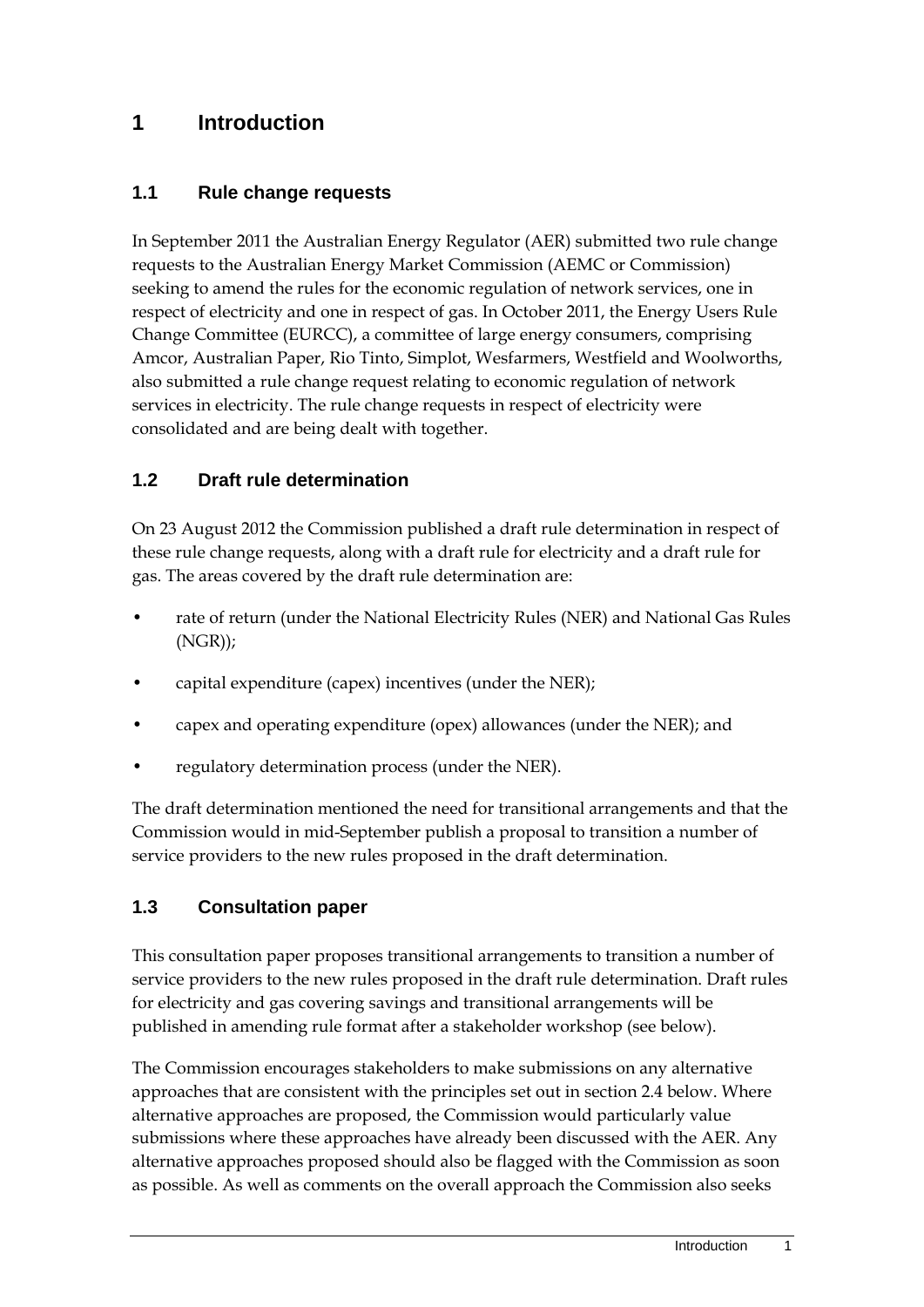# 1 Introduction

## 1.1 Rule change requests

In September 2011 the Australian Energy Regulator (AER) submitted two rule change requests to the Australian Energy Market Commission (AEMC or Commission) seeking to amend the rules for the economic regulation of network services, one in respect of electricity and one in respect of gas. In October 2011, the Energy Users Rule Change Committee (EURCC), a committee of large energy consumers, comprising Amcor, Australian Paper, Rio Tinto, Simplot, Wesfarmers, Westfield and Woolworths, also submitted a rule change request relating to economic regulation of network services in electricity. The rule change requests in respect of electricity were consolidated and are being dealt with together.

## 1.2 Draft rule determination

On 23 August 2012 the Commission published a draft rule determination in respect of these rule change requests, along with a draft rule for electricity and a draft rule for gas. The areas covered by the draft rule determination are:

- rate of return (under the National Electricity Rules (NER) and National Gas Rules (NGR));
- capital expenditure (capex) incentives (under the NER);
- capex and operating expenditure (opex) allowances (under the NER); and
- regulatory determination process (under the NER).

The draft determination mentioned the need for transitional arrangements and that the Commission would in mid-September publish a proposal to transition a number of service providers to the new rules proposed in the draft determination.

## 1.3 Consultation paper

This consultation paper proposes transitional arrangements to transition a number of service providers to the new rules proposed in the draft rule determination. Draft rules for electricity and gas covering savings and transitional arrangements will be published in amending rule format after a stakeholder workshop (see below).

The Commission encourages stakeholders to make submissions on any alternative approaches that are consistent with the principles set out in section 2.4 below. Where alternative approaches are proposed, the Commission would particularly value submissions where these approaches have already been discussed with the AER. Any alternative approaches proposed should also be flagged with the Commission as soon as possible. As well as comments on the overall approach the Commission also seeks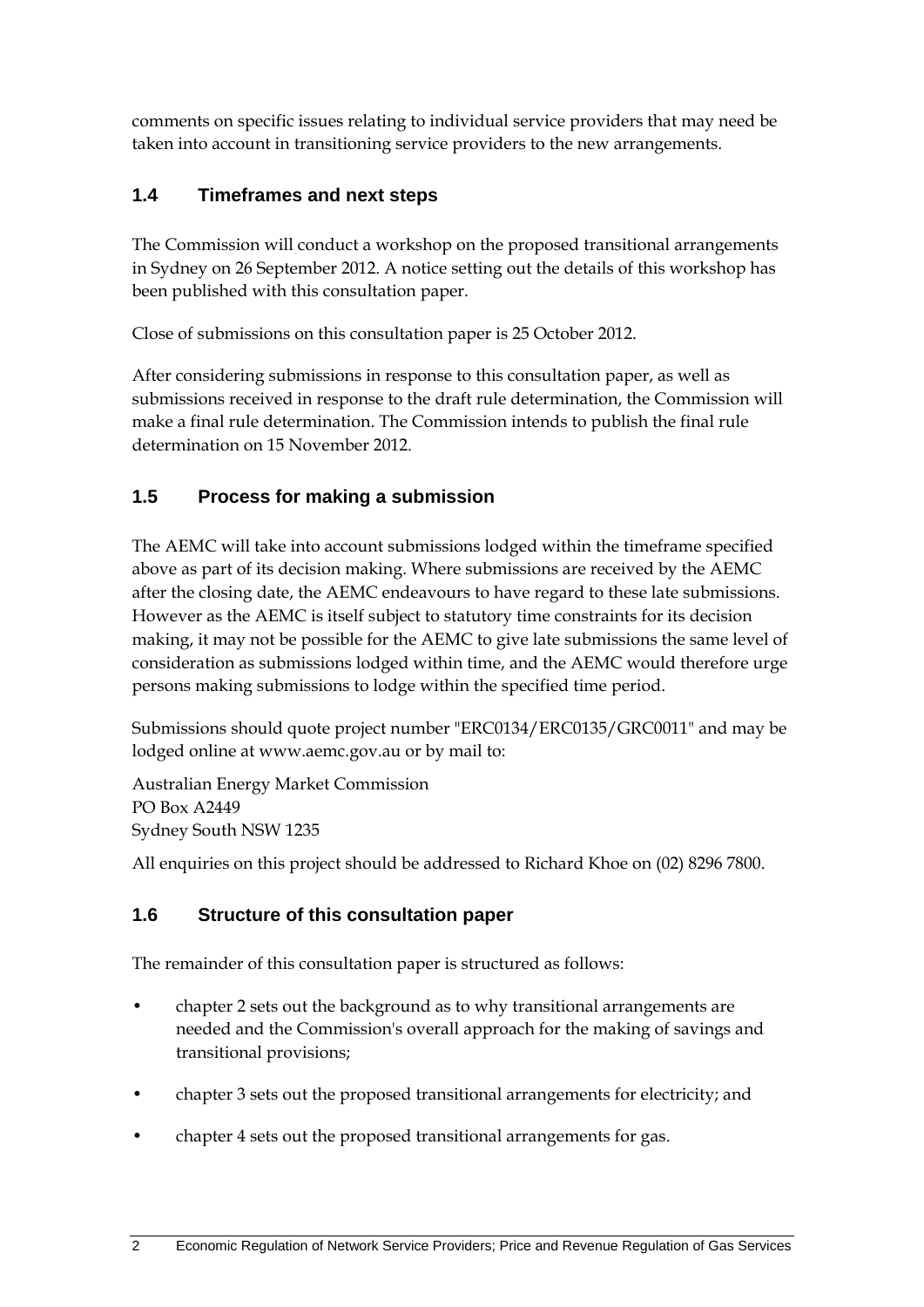comments on specific issues relating to individual service providers that may need be taken into account in transitioning service providers to the new arrangements.

## 1.4 Timeframes and next steps

The Commission will conduct a workshop on the proposed transitional arrangements in Sydney on 26 September 2012. A notice setting out the details of this workshop has been published with this consultation paper.

Close of submissions on this consultation paper is 25 October 2012.

After considering submissions in response to this consultation paper, as well as submissions received in response to the draft rule determination, the Commission will make a final rule determination. The Commission intends to publish the final rule determination on 15 November 2012.

## 1.5 Process for making a submission

The AEMC will take into account submissions lodged within the timeframe specified above as part of its decision making. Where submissions are received by the AEMC after the closing date, the AEMC endeavours to have regard to these late submissions. However as the AEMC is itself subject to statutory time constraints for its decision making, it may not be possible for the AEMC to give late submissions the same level of consideration as submissions lodged within time, and the AEMC would therefore urge persons making submissions to lodge within the specified time period.

Submissions should quote project number "ERC0134/ERC0135/GRC0011" and may be lodged online at www.aemc.gov.au or by mail to:

Australian Energy Market Commission
PO Box A2449
Sydney South NSW 1235

All enquiries on this project should be addressed to Richard Khoe on (02) 8296 7800.

## 1.6 Structure of this consultation paper

The remainder of this consultation paper is structured as follows:

- chapter 2 sets out the background as to why transitional arrangements are needed and the Commission's overall approach for the making of savings and transitional provisions;
- chapter 3 sets out the proposed transitional arrangements for electricity; and
- chapter 4 sets out the proposed transitional arrangements for gas.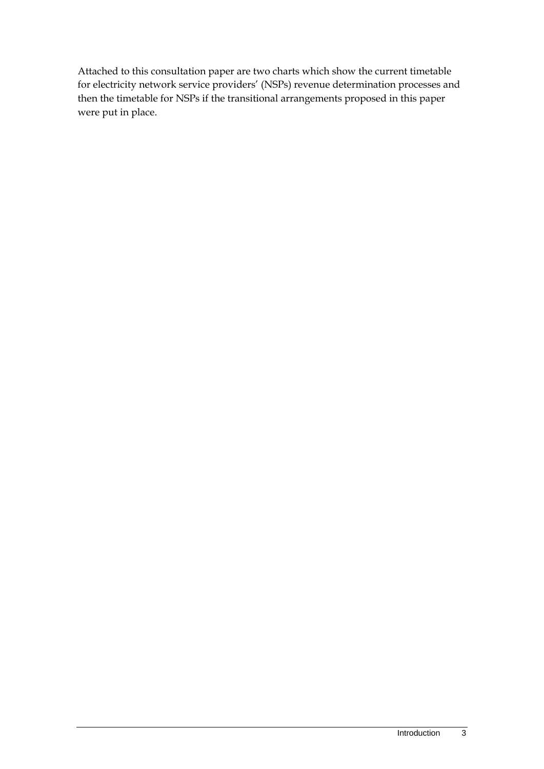Attached to this consultation paper are two charts which show the current timetable for electricity network service providers' (NSPs) revenue determination processes and then the timetable for NSPs if the transitional arrangements proposed in this paper were put in place.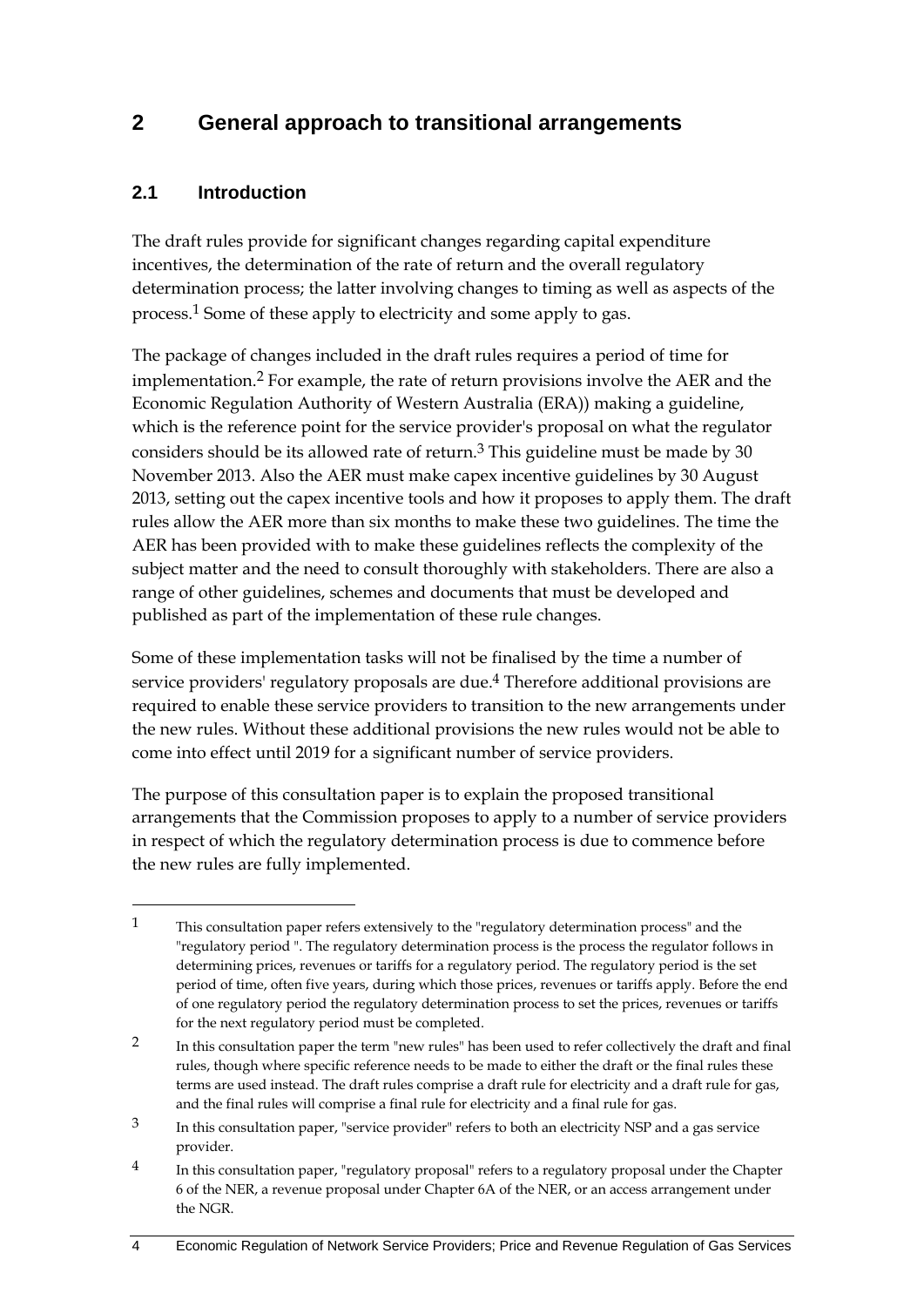# 2 General approach to transitional arrangements

## 2.1 Introduction

The draft rules provide for significant changes regarding capital expenditure incentives, the determination of the rate of return and the overall regulatory determination process; the latter involving changes to timing as well as aspects of the process.[1] Some of these apply to electricity and some apply to gas.

The package of changes included in the draft rules requires a period of time for implementation.[2] For example, the rate of return provisions involve the AER and the Economic Regulation Authority of Western Australia (ERA)) making a guideline, which is the reference point for the service provider's proposal on what the regulator considers should be its allowed rate of return.[3] This guideline must be made by 30 November 2013. Also the AER must make capex incentive guidelines by 30 August 2013, setting out the capex incentive tools and how it proposes to apply them. The draft rules allow the AER more than six months to make these two guidelines. The time the AER has been provided with to make these guidelines reflects the complexity of the subject matter and the need to consult thoroughly with stakeholders. There are also a range of other guidelines, schemes and documents that must be developed and published as part of the implementation of these rule changes.

Some of these implementation tasks will not be finalised by the time a number of service providers' regulatory proposals are due.[4] Therefore additional provisions are required to enable these service providers to transition to the new arrangements under the new rules. Without these additional provisions the new rules would not be able to come into effect until 2019 for a significant number of service providers.

The purpose of this consultation paper is to explain the proposed transitional arrangements that the Commission proposes to apply to a number of service providers in respect of which the regulatory determination process is due to commence before the new rules are fully implemented.

---

1 This consultation paper refers extensively to the "regulatory determination process" and the "regulatory period ". The regulatory determination process is the process the regulator follows in determining prices, revenues or tariffs for a regulatory period. The regulatory period is the set period of time, often five years, during which those prices, revenues or tariffs apply. Before the end of one regulatory period the regulatory determination process to set the prices, revenues or tariffs for the next regulatory period must be completed.

2 In this consultation paper the term "new rules" has been used to refer collectively the draft and final rules, though where specific reference needs to be made to either the draft or the final rules these terms are used instead. The draft rules comprise a draft rule for electricity and a draft rule for gas, and the final rules will comprise a final rule for electricity and a final rule for gas.

3 In this consultation paper, "service provider" refers to both an electricity NSP and a gas service provider.

4 In this consultation paper, "regulatory proposal" refers to a regulatory proposal under the Chapter 6 of the NER, a revenue proposal under Chapter 6A of the NER, or an access arrangement under the NGR.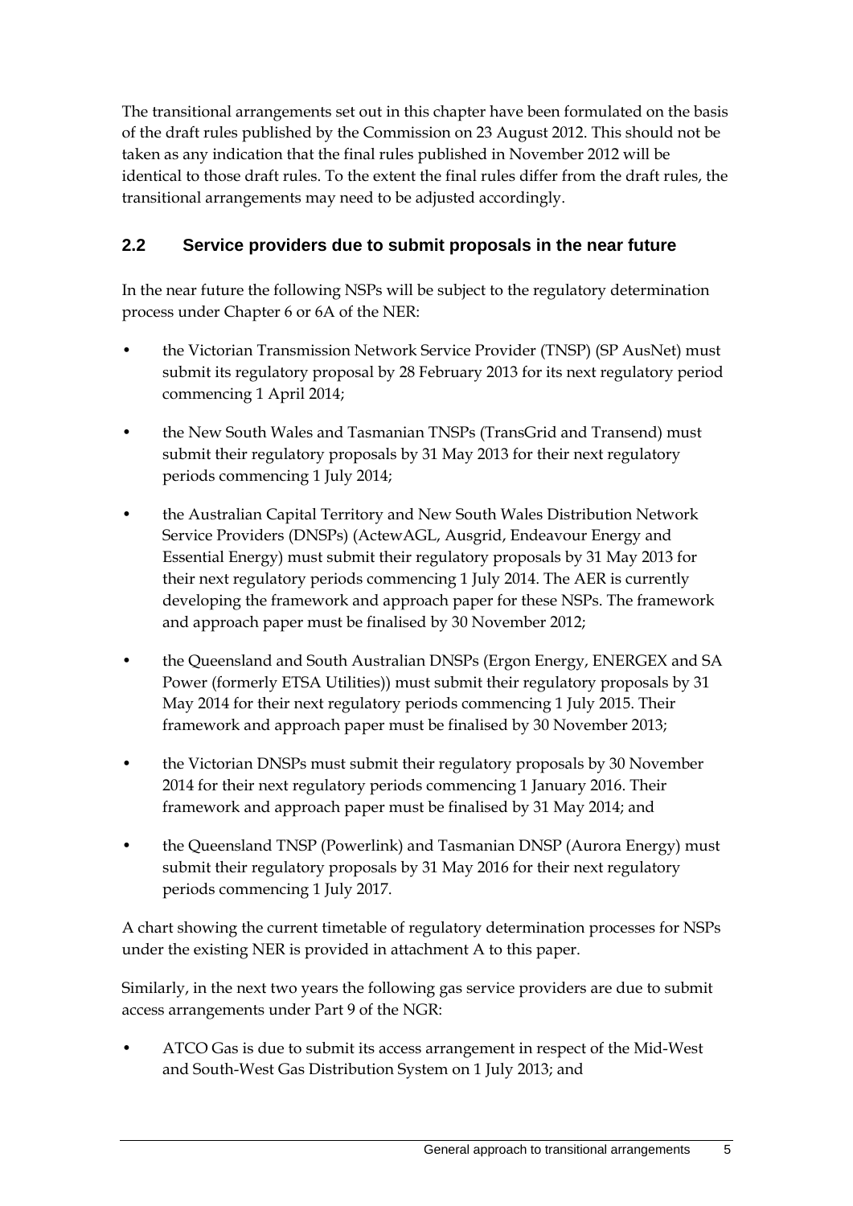The transitional arrangements set out in this chapter have been formulated on the basis of the draft rules published by the Commission on 23 August 2012. This should not be taken as any indication that the final rules published in November 2012 will be identical to those draft rules. To the extent the final rules differ from the draft rules, the transitional arrangements may need to be adjusted accordingly.

## 2.2 Service providers due to submit proposals in the near future

In the near future the following NSPs will be subject to the regulatory determination process under Chapter 6 or 6A of the NER:

- the Victorian Transmission Network Service Provider (TNSP) (SP AusNet) must submit its regulatory proposal by 28 February 2013 for its next regulatory period commencing 1 April 2014;
- the New South Wales and Tasmanian TNSPs (TransGrid and Transend) must submit their regulatory proposals by 31 May 2013 for their next regulatory periods commencing 1 July 2014;
- the Australian Capital Territory and New South Wales Distribution Network Service Providers (DNSPs) (ActewAGL, Ausgrid, Endeavour Energy and Essential Energy) must submit their regulatory proposals by 31 May 2013 for their next regulatory periods commencing 1 July 2014. The AER is currently developing the framework and approach paper for these NSPs. The framework and approach paper must be finalised by 30 November 2012;
- the Queensland and South Australian DNSPs (Ergon Energy, ENERGEX and SA Power (formerly ETSA Utilities)) must submit their regulatory proposals by 31 May 2014 for their next regulatory periods commencing 1 July 2015. Their framework and approach paper must be finalised by 30 November 2013;
- the Victorian DNSPs must submit their regulatory proposals by 30 November 2014 for their next regulatory periods commencing 1 January 2016. Their framework and approach paper must be finalised by 31 May 2014; and
- the Queensland TNSP (Powerlink) and Tasmanian DNSP (Aurora Energy) must submit their regulatory proposals by 31 May 2016 for their next regulatory periods commencing 1 July 2017.

A chart showing the current timetable of regulatory determination processes for NSPs under the existing NER is provided in attachment A to this paper.

Similarly, in the next two years the following gas service providers are due to submit access arrangements under Part 9 of the NGR:

- ATCO Gas is due to submit its access arrangement in respect of the Mid-West and South-West Gas Distribution System on 1 July 2013; and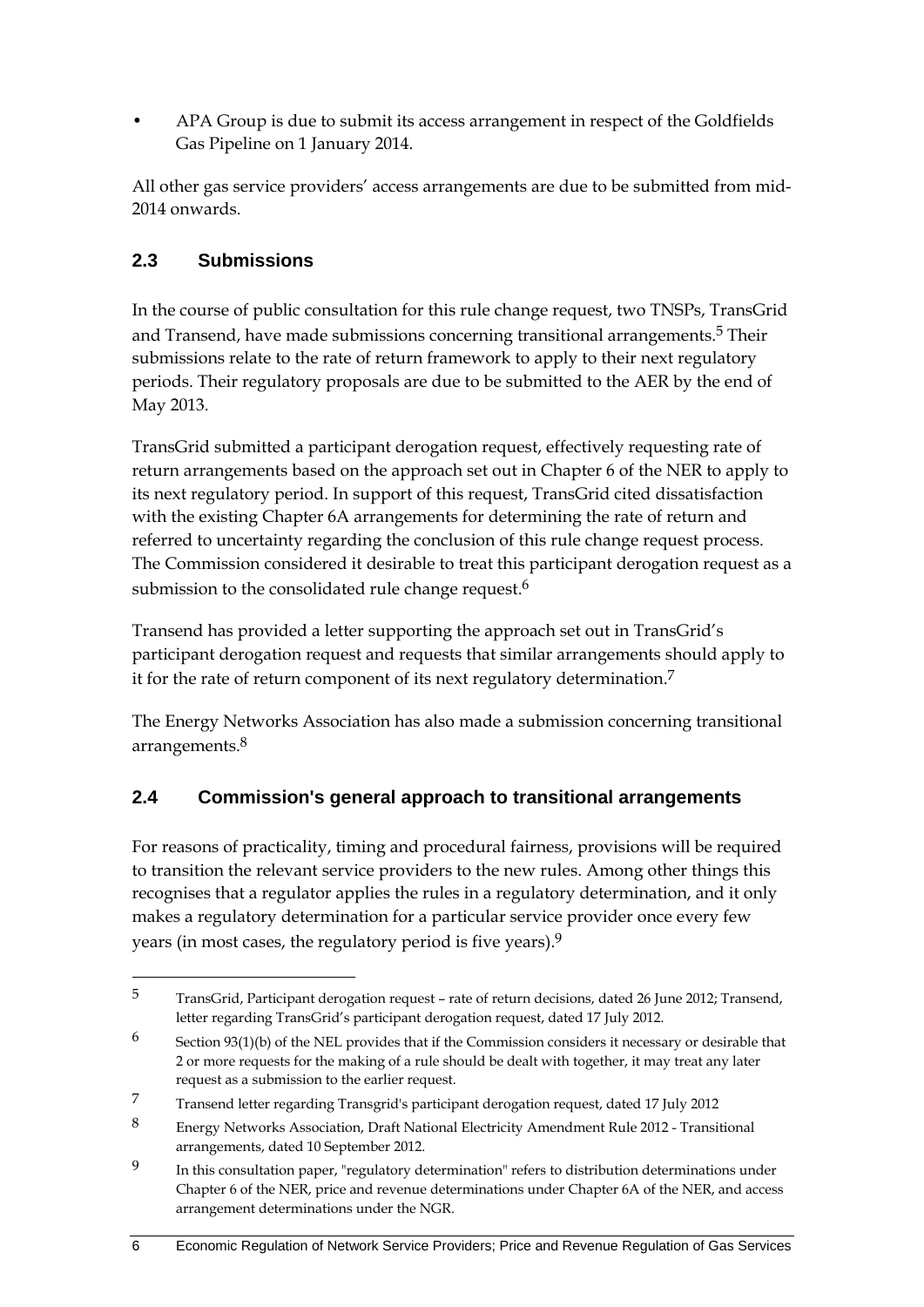- APA Group is due to submit its access arrangement in respect of the Goldfields Gas Pipeline on 1 January 2014.

All other gas service providers' access arrangements are due to be submitted from mid-2014 onwards.

## 2.3 Submissions

In the course of public consultation for this rule change request, two TNSPs, TransGrid and Transend, have made submissions concerning transitional arrangements.[5] Their submissions relate to the rate of return framework to apply to their next regulatory periods. Their regulatory proposals are due to be submitted to the AER by the end of May 2013.

TransGrid submitted a participant derogation request, effectively requesting rate of return arrangements based on the approach set out in Chapter 6 of the NER to apply to its next regulatory period. In support of this request, TransGrid cited dissatisfaction with the existing Chapter 6A arrangements for determining the rate of return and referred to uncertainty regarding the conclusion of this rule change request process. The Commission considered it desirable to treat this participant derogation request as a submission to the consolidated rule change request.[6]

Transend has provided a letter supporting the approach set out in TransGrid's participant derogation request and requests that similar arrangements should apply to it for the rate of return component of its next regulatory determination.[7]

The Energy Networks Association has also made a submission concerning transitional arrangements.[8]

## 2.4 Commission's general approach to transitional arrangements

For reasons of practicality, timing and procedural fairness, provisions will be required to transition the relevant service providers to the new rules. Among other things this recognises that a regulator applies the rules in a regulatory determination, and it only makes a regulatory determination for a particular service provider once every few years (in most cases, the regulatory period is five years).[9]

---

[5] TransGrid, Participant derogation request – rate of return decisions, dated 26 June 2012; Transend, letter regarding TransGrid's participant derogation request, dated 17 July 2012.

[6] Section 93(1)(b) of the NEL provides that if the Commission considers it necessary or desirable that 2 or more requests for the making of a rule should be dealt with together, it may treat any later request as a submission to the earlier request.

[7] Transend letter regarding Transgrid's participant derogation request, dated 17 July 2012

[8] Energy Networks Association, Draft National Electricity Amendment Rule 2012 - Transitional arrangements, dated 10 September 2012.

[9] In this consultation paper, "regulatory determination" refers to distribution determinations under Chapter 6 of the NER, price and revenue determinations under Chapter 6A of the NER, and access arrangement determinations under the NGR.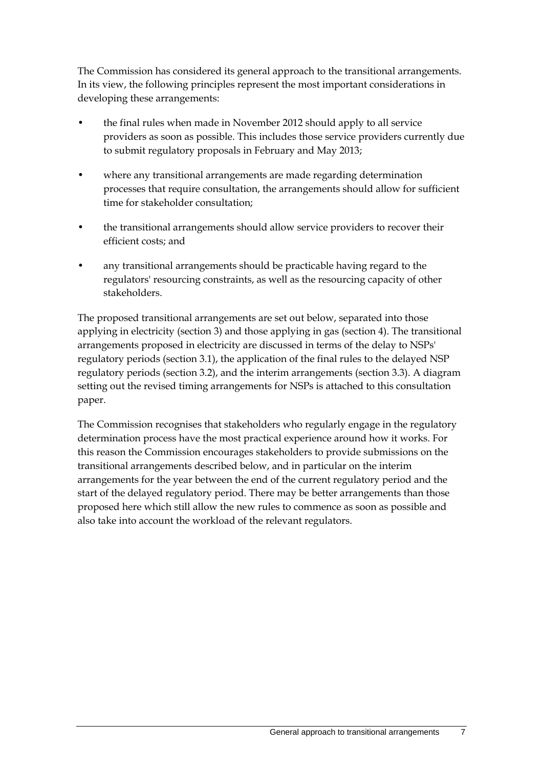The Commission has considered its general approach to the transitional arrangements. In its view, the following principles represent the most important considerations in developing these arrangements:

- the final rules when made in November 2012 should apply to all service providers as soon as possible. This includes those service providers currently due to submit regulatory proposals in February and May 2013;
- where any transitional arrangements are made regarding determination processes that require consultation, the arrangements should allow for sufficient time for stakeholder consultation;
- the transitional arrangements should allow service providers to recover their efficient costs; and
- any transitional arrangements should be practicable having regard to the regulators' resourcing constraints, as well as the resourcing capacity of other stakeholders.

The proposed transitional arrangements are set out below, separated into those applying in electricity (section 3) and those applying in gas (section 4). The transitional arrangements proposed in electricity are discussed in terms of the delay to NSPs' regulatory periods (section 3.1), the application of the final rules to the delayed NSP regulatory periods (section 3.2), and the interim arrangements (section 3.3). A diagram setting out the revised timing arrangements for NSPs is attached to this consultation paper.

The Commission recognises that stakeholders who regularly engage in the regulatory determination process have the most practical experience around how it works. For this reason the Commission encourages stakeholders to provide submissions on the transitional arrangements described below, and in particular on the interim arrangements for the year between the end of the current regulatory period and the start of the delayed regulatory period. There may be better arrangements than those proposed here which still allow the new rules to commence as soon as possible and also take into account the workload of the relevant regulators.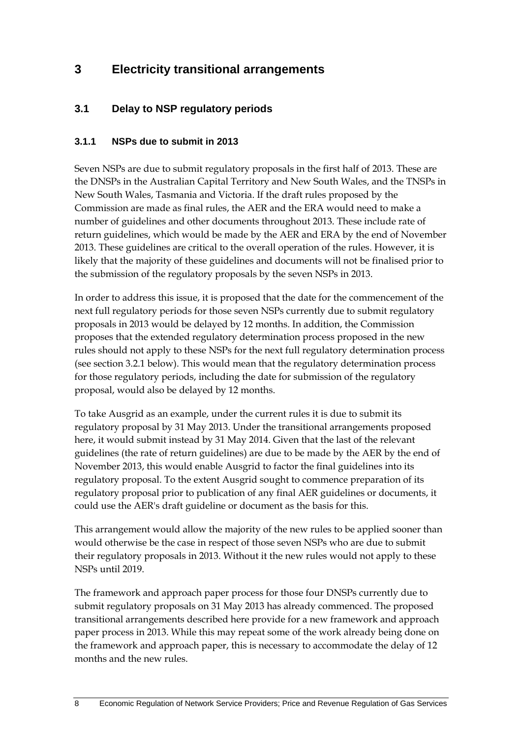# 3 Electricity transitional arrangements

## 3.1 Delay to NSP regulatory periods

### 3.1.1 NSPs due to submit in 2013

Seven NSPs are due to submit regulatory proposals in the first half of 2013. These are the DNSPs in the Australian Capital Territory and New South Wales, and the TNSPs in New South Wales, Tasmania and Victoria. If the draft rules proposed by the Commission are made as final rules, the AER and the ERA would need to make a number of guidelines and other documents throughout 2013. These include rate of return guidelines, which would be made by the AER and ERA by the end of November 2013. These guidelines are critical to the overall operation of the rules. However, it is likely that the majority of these guidelines and documents will not be finalised prior to the submission of the regulatory proposals by the seven NSPs in 2013.

In order to address this issue, it is proposed that the date for the commencement of the next full regulatory periods for those seven NSPs currently due to submit regulatory proposals in 2013 would be delayed by 12 months. In addition, the Commission proposes that the extended regulatory determination process proposed in the new rules should not apply to these NSPs for the next full regulatory determination process (see section 3.2.1 below). This would mean that the regulatory determination process for those regulatory periods, including the date for submission of the regulatory proposal, would also be delayed by 12 months.

To take Ausgrid as an example, under the current rules it is due to submit its regulatory proposal by 31 May 2013. Under the transitional arrangements proposed here, it would submit instead by 31 May 2014. Given that the last of the relevant guidelines (the rate of return guidelines) are due to be made by the AER by the end of November 2013, this would enable Ausgrid to factor the final guidelines into its regulatory proposal. To the extent Ausgrid sought to commence preparation of its regulatory proposal prior to publication of any final AER guidelines or documents, it could use the AER's draft guideline or document as the basis for this.

This arrangement would allow the majority of the new rules to be applied sooner than would otherwise be the case in respect of those seven NSPs who are due to submit their regulatory proposals in 2013. Without it the new rules would not apply to these NSPs until 2019.

The framework and approach paper process for those four DNSPs currently due to submit regulatory proposals on 31 May 2013 has already commenced. The proposed transitional arrangements described here provide for a new framework and approach paper process in 2013. While this may repeat some of the work already being done on the framework and approach paper, this is necessary to accommodate the delay of 12 months and the new rules.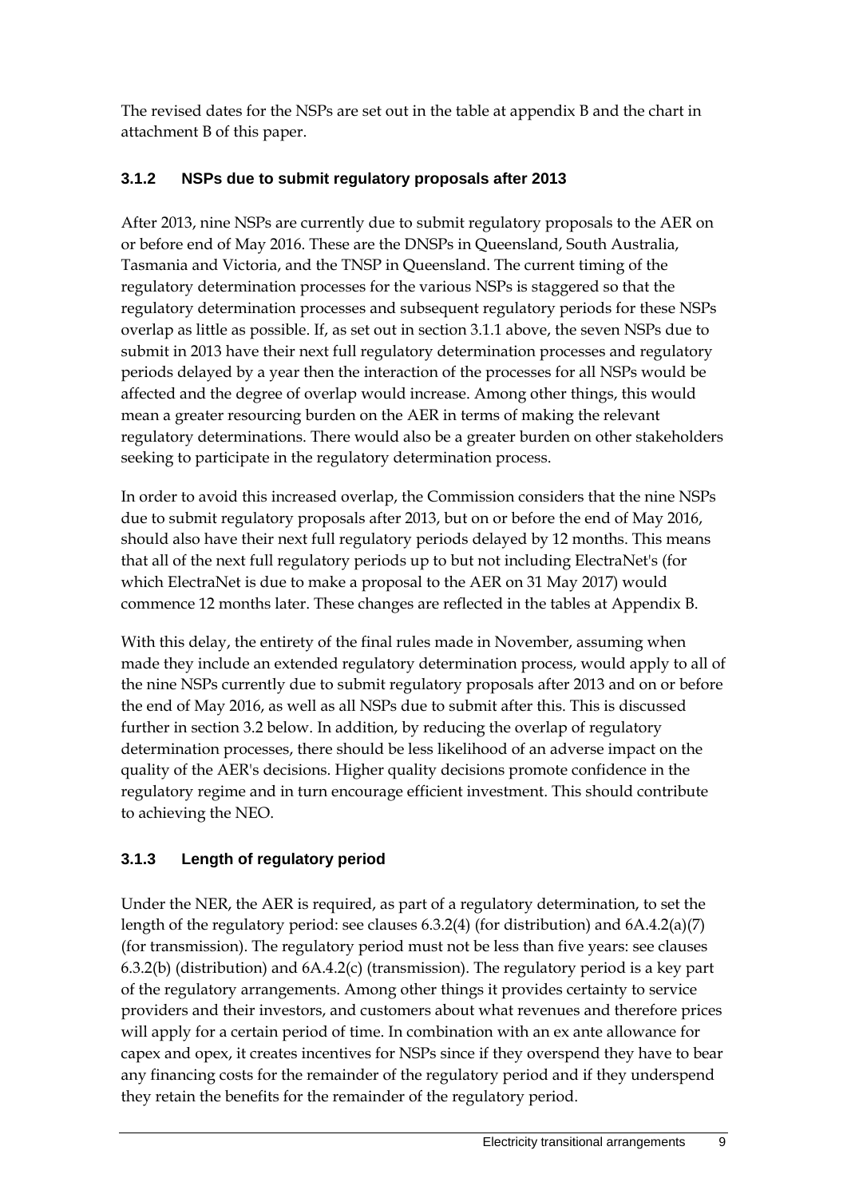The revised dates for the NSPs are set out in the table at appendix B and the chart in attachment B of this paper.

### 3.1.2 NSPs due to submit regulatory proposals after 2013

After 2013, nine NSPs are currently due to submit regulatory proposals to the AER on or before end of May 2016. These are the DNSPs in Queensland, South Australia, Tasmania and Victoria, and the TNSP in Queensland. The current timing of the regulatory determination processes for the various NSPs is staggered so that the regulatory determination processes and subsequent regulatory periods for these NSPs overlap as little as possible. If, as set out in section 3.1.1 above, the seven NSPs due to submit in 2013 have their next full regulatory determination processes and regulatory periods delayed by a year then the interaction of the processes for all NSPs would be affected and the degree of overlap would increase. Among other things, this would mean a greater resourcing burden on the AER in terms of making the relevant regulatory determinations. There would also be a greater burden on other stakeholders seeking to participate in the regulatory determination process.

In order to avoid this increased overlap, the Commission considers that the nine NSPs due to submit regulatory proposals after 2013, but on or before the end of May 2016, should also have their next full regulatory periods delayed by 12 months. This means that all of the next full regulatory periods up to but not including ElectraNet's (for which ElectraNet is due to make a proposal to the AER on 31 May 2017) would commence 12 months later. These changes are reflected in the tables at Appendix B.

With this delay, the entirety of the final rules made in November, assuming when made they include an extended regulatory determination process, would apply to all of the nine NSPs currently due to submit regulatory proposals after 2013 and on or before the end of May 2016, as well as all NSPs due to submit after this. This is discussed further in section 3.2 below. In addition, by reducing the overlap of regulatory determination processes, there should be less likelihood of an adverse impact on the quality of the AER's decisions. Higher quality decisions promote confidence in the regulatory regime and in turn encourage efficient investment. This should contribute to achieving the NEO.

### 3.1.3 Length of regulatory period

Under the NER, the AER is required, as part of a regulatory determination, to set the length of the regulatory period: see clauses 6.3.2(4) (for distribution) and 6A.4.2(a)(7) (for transmission). The regulatory period must not be less than five years: see clauses 6.3.2(b) (distribution) and 6A.4.2(c) (transmission). The regulatory period is a key part of the regulatory arrangements. Among other things it provides certainty to service providers and their investors, and customers about what revenues and therefore prices will apply for a certain period of time. In combination with an ex ante allowance for capex and opex, it creates incentives for NSPs since if they overspend they have to bear any financing costs for the remainder of the regulatory period and if they underspend they retain the benefits for the remainder of the regulatory period.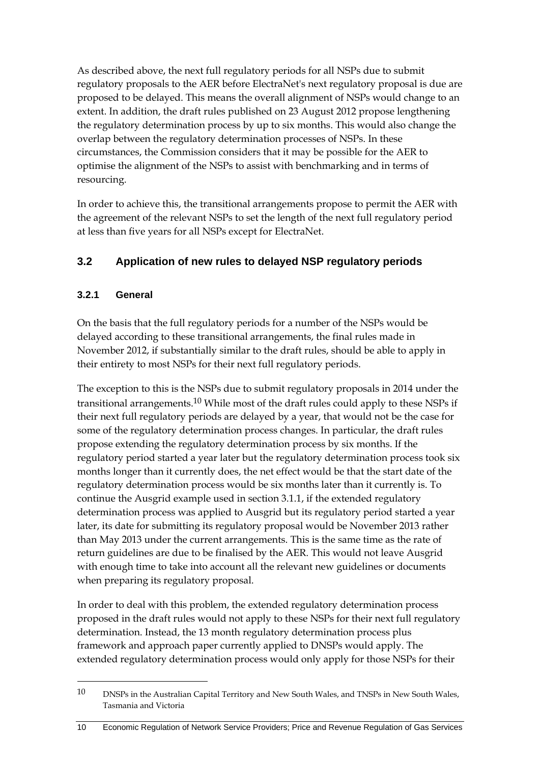As described above, the next full regulatory periods for all NSPs due to submit regulatory proposals to the AER before ElectraNet's next regulatory proposal is due are proposed to be delayed. This means the overall alignment of NSPs would change to an extent. In addition, the draft rules published on 23 August 2012 propose lengthening the regulatory determination process by up to six months. This would also change the overlap between the regulatory determination processes of NSPs. In these circumstances, the Commission considers that it may be possible for the AER to optimise the alignment of the NSPs to assist with benchmarking and in terms of resourcing.

In order to achieve this, the transitional arrangements propose to permit the AER with the agreement of the relevant NSPs to set the length of the next full regulatory period at less than five years for all NSPs except for ElectraNet.

## 3.2 Application of new rules to delayed NSP regulatory periods

### 3.2.1 General

On the basis that the full regulatory periods for a number of the NSPs would be delayed according to these transitional arrangements, the final rules made in November 2012, if substantially similar to the draft rules, should be able to apply in their entirety to most NSPs for their next full regulatory periods.

The exception to this is the NSPs due to submit regulatory proposals in 2014 under the transitional arrangements.[10] While most of the draft rules could apply to these NSPs if their next full regulatory periods are delayed by a year, that would not be the case for some of the regulatory determination process changes. In particular, the draft rules propose extending the regulatory determination process by six months. If the regulatory period started a year later but the regulatory determination process took six months longer than it currently does, the net effect would be that the start date of the regulatory determination process would be six months later than it currently is. To continue the Ausgrid example used in section 3.1.1, if the extended regulatory determination process was applied to Ausgrid but its regulatory period started a year later, its date for submitting its regulatory proposal would be November 2013 rather than May 2013 under the current arrangements. This is the same time as the rate of return guidelines are due to be finalised by the AER. This would not leave Ausgrid with enough time to take into account all the relevant new guidelines or documents when preparing its regulatory proposal.

In order to deal with this problem, the extended regulatory determination process proposed in the draft rules would not apply to these NSPs for their next full regulatory determination. Instead, the 13 month regulatory determination process plus framework and approach paper currently applied to DNSPs would apply. The extended regulatory determination process would only apply for those NSPs for their

---

[10] DNSPs in the Australian Capital Territory and New South Wales, and TNSPs in New South Wales, Tasmania and Victoria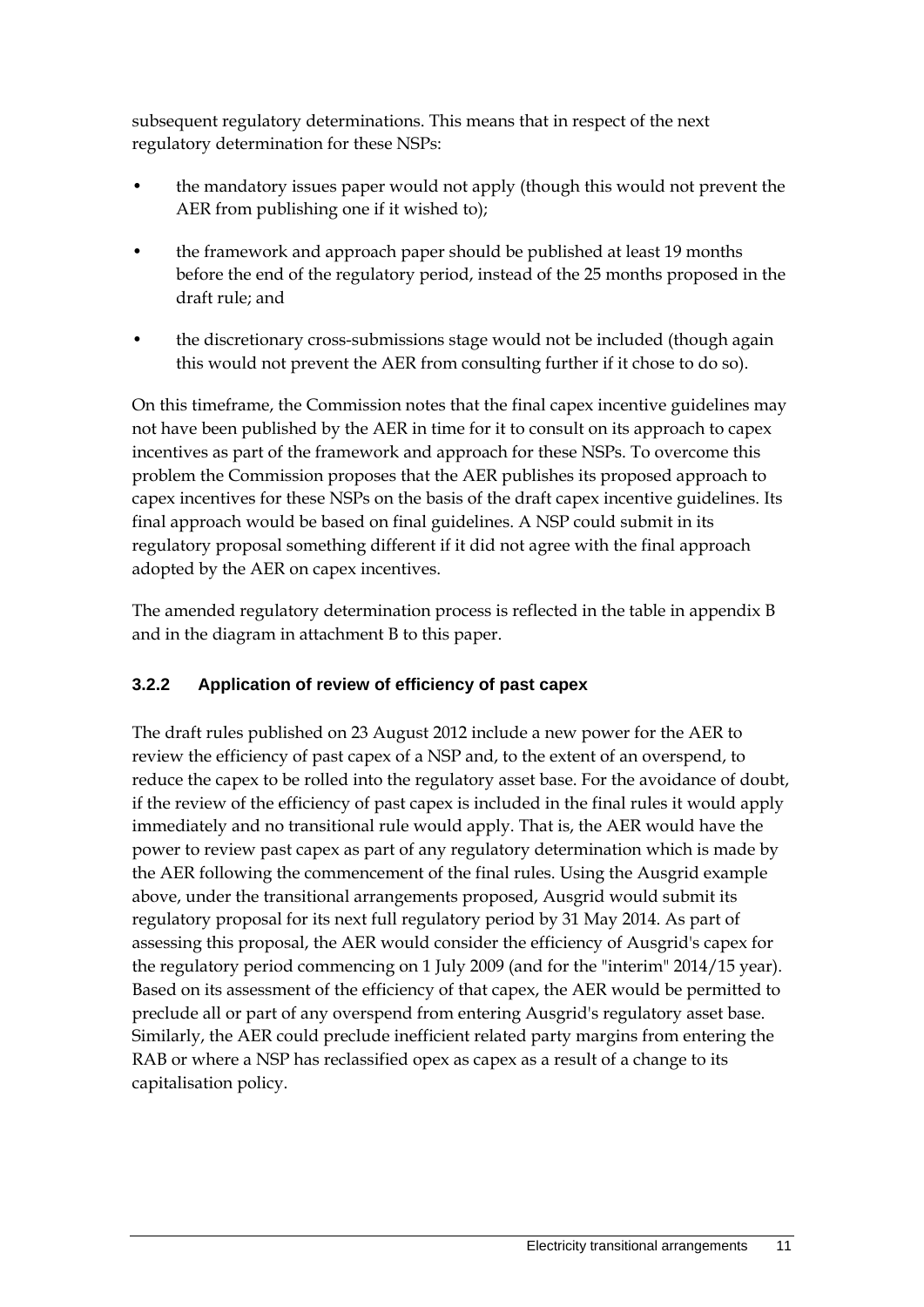subsequent regulatory determinations. This means that in respect of the next regulatory determination for these NSPs:

- the mandatory issues paper would not apply (though this would not prevent the AER from publishing one if it wished to);
- the framework and approach paper should be published at least 19 months before the end of the regulatory period, instead of the 25 months proposed in the draft rule; and
- the discretionary cross-submissions stage would not be included (though again this would not prevent the AER from consulting further if it chose to do so).

On this timeframe, the Commission notes that the final capex incentive guidelines may not have been published by the AER in time for it to consult on its approach to capex incentives as part of the framework and approach for these NSPs. To overcome this problem the Commission proposes that the AER publishes its proposed approach to capex incentives for these NSPs on the basis of the draft capex incentive guidelines. Its final approach would be based on final guidelines. A NSP could submit in its regulatory proposal something different if it did not agree with the final approach adopted by the AER on capex incentives.

The amended regulatory determination process is reflected in the table in appendix B and in the diagram in attachment B to this paper.

### 3.2.2 Application of review of efficiency of past capex

The draft rules published on 23 August 2012 include a new power for the AER to review the efficiency of past capex of a NSP and, to the extent of an overspend, to reduce the capex to be rolled into the regulatory asset base. For the avoidance of doubt, if the review of the efficiency of past capex is included in the final rules it would apply immediately and no transitional rule would apply. That is, the AER would have the power to review past capex as part of any regulatory determination which is made by the AER following the commencement of the final rules. Using the Ausgrid example above, under the transitional arrangements proposed, Ausgrid would submit its regulatory proposal for its next full regulatory period by 31 May 2014. As part of assessing this proposal, the AER would consider the efficiency of Ausgrid's capex for the regulatory period commencing on 1 July 2009 (and for the "interim" 2014/15 year). Based on its assessment of the efficiency of that capex, the AER would be permitted to preclude all or part of any overspend from entering Ausgrid's regulatory asset base. Similarly, the AER could preclude inefficient related party margins from entering the RAB or where a NSP has reclassified opex as capex as a result of a change to its capitalisation policy.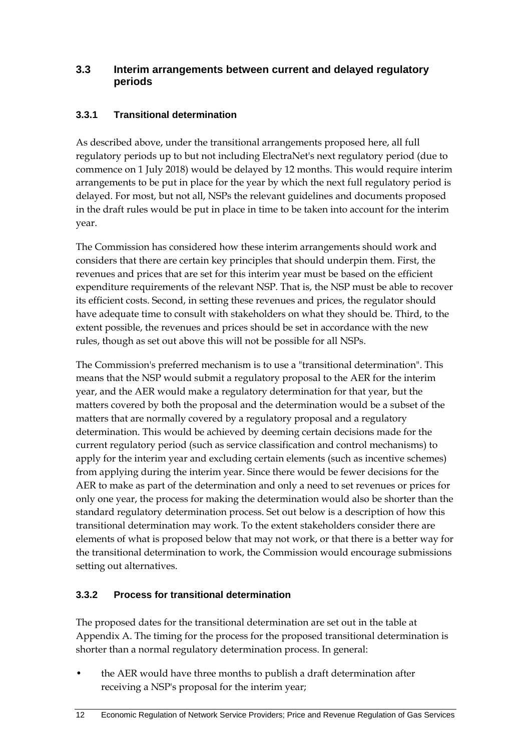## 3.3 Interim arrangements between current and delayed regulatory periods

### 3.3.1 Transitional determination

As described above, under the transitional arrangements proposed here, all full regulatory periods up to but not including ElectraNet's next regulatory period (due to commence on 1 July 2018) would be delayed by 12 months. This would require interim arrangements to be put in place for the year by which the next full regulatory period is delayed. For most, but not all, NSPs the relevant guidelines and documents proposed in the draft rules would be put in place in time to be taken into account for the interim year.

The Commission has considered how these interim arrangements should work and considers that there are certain key principles that should underpin them. First, the revenues and prices that are set for this interim year must be based on the efficient expenditure requirements of the relevant NSP. That is, the NSP must be able to recover its efficient costs. Second, in setting these revenues and prices, the regulator should have adequate time to consult with stakeholders on what they should be. Third, to the extent possible, the revenues and prices should be set in accordance with the new rules, though as set out above this will not be possible for all NSPs.

The Commission's preferred mechanism is to use a "transitional determination". This means that the NSP would submit a regulatory proposal to the AER for the interim year, and the AER would make a regulatory determination for that year, but the matters covered by both the proposal and the determination would be a subset of the matters that are normally covered by a regulatory proposal and a regulatory determination. This would be achieved by deeming certain decisions made for the current regulatory period (such as service classification and control mechanisms) to apply for the interim year and excluding certain elements (such as incentive schemes) from applying during the interim year. Since there would be fewer decisions for the AER to make as part of the determination and only a need to set revenues or prices for only one year, the process for making the determination would also be shorter than the standard regulatory determination process. Set out below is a description of how this transitional determination may work. To the extent stakeholders consider there are elements of what is proposed below that may not work, or that there is a better way for the transitional determination to work, the Commission would encourage submissions setting out alternatives.

### 3.3.2 Process for transitional determination

The proposed dates for the transitional determination are set out in the table at Appendix A. The timing for the process for the proposed transitional determination is shorter than a normal regulatory determination process. In general:

- the AER would have three months to publish a draft determination after receiving a NSP's proposal for the interim year;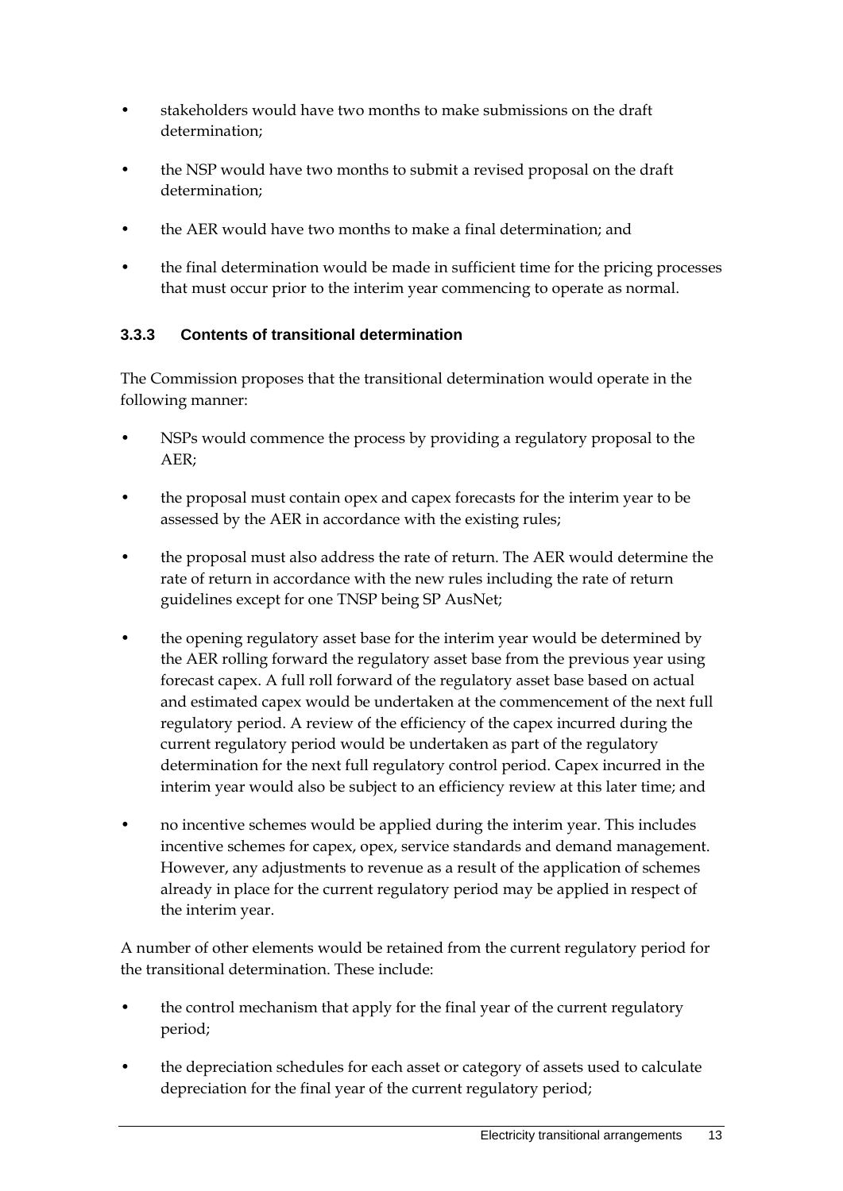- stakeholders would have two months to make submissions on the draft determination;
- the NSP would have two months to submit a revised proposal on the draft determination;
- the AER would have two months to make a final determination; and
- the final determination would be made in sufficient time for the pricing processes that must occur prior to the interim year commencing to operate as normal.

### 3.3.3 Contents of transitional determination

The Commission proposes that the transitional determination would operate in the following manner:

- NSPs would commence the process by providing a regulatory proposal to the AER;
- the proposal must contain opex and capex forecasts for the interim year to be assessed by the AER in accordance with the existing rules;
- the proposal must also address the rate of return. The AER would determine the rate of return in accordance with the new rules including the rate of return guidelines except for one TNSP being SP AusNet;
- the opening regulatory asset base for the interim year would be determined by the AER rolling forward the regulatory asset base from the previous year using forecast capex. A full roll forward of the regulatory asset base based on actual and estimated capex would be undertaken at the commencement of the next full regulatory period. A review of the efficiency of the capex incurred during the current regulatory period would be undertaken as part of the regulatory determination for the next full regulatory control period. Capex incurred in the interim year would also be subject to an efficiency review at this later time; and
- no incentive schemes would be applied during the interim year. This includes incentive schemes for capex, opex, service standards and demand management. However, any adjustments to revenue as a result of the application of schemes already in place for the current regulatory period may be applied in respect of the interim year.

A number of other elements would be retained from the current regulatory period for the transitional determination. These include:

- the control mechanism that apply for the final year of the current regulatory period;
- the depreciation schedules for each asset or category of assets used to calculate depreciation for the final year of the current regulatory period;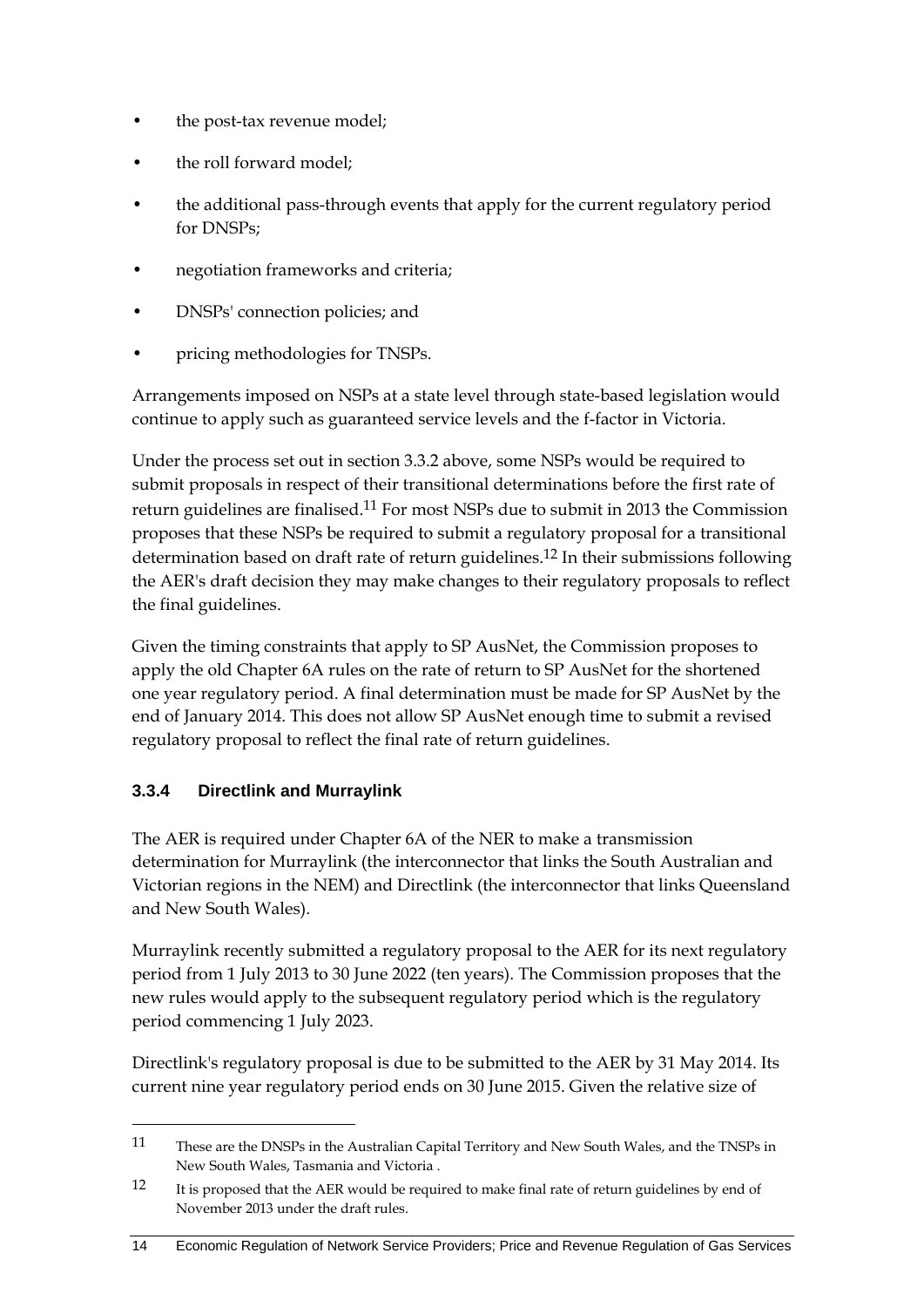- the post-tax revenue model;
- the roll forward model;
- the additional pass-through events that apply for the current regulatory period for DNSPs;
- negotiation frameworks and criteria;
- DNSPs' connection policies; and
- pricing methodologies for TNSPs.

Arrangements imposed on NSPs at a state level through state-based legislation would continue to apply such as guaranteed service levels and the f-factor in Victoria.

Under the process set out in section 3.3.2 above, some NSPs would be required to submit proposals in respect of their transitional determinations before the first rate of return guidelines are finalised.[11] For most NSPs due to submit in 2013 the Commission proposes that these NSPs be required to submit a regulatory proposal for a transitional determination based on draft rate of return guidelines.[12] In their submissions following the AER's draft decision they may make changes to their regulatory proposals to reflect the final guidelines.

Given the timing constraints that apply to SP AusNet, the Commission proposes to apply the old Chapter 6A rules on the rate of return to SP AusNet for the shortened one year regulatory period. A final determination must be made for SP AusNet by the end of January 2014. This does not allow SP AusNet enough time to submit a revised regulatory proposal to reflect the final rate of return guidelines.

### 3.3.4 Directlink and Murraylink

The AER is required under Chapter 6A of the NER to make a transmission determination for Murraylink (the interconnector that links the South Australian and Victorian regions in the NEM) and Directlink (the interconnector that links Queensland and New South Wales).

Murraylink recently submitted a regulatory proposal to the AER for its next regulatory period from 1 July 2013 to 30 June 2022 (ten years). The Commission proposes that the new rules would apply to the subsequent regulatory period which is the regulatory period commencing 1 July 2023.

Directlink's regulatory proposal is due to be submitted to the AER by 31 May 2014. Its current nine year regulatory period ends on 30 June 2015. Given the relative size of

---

[11] These are the DNSPs in the Australian Capital Territory and New South Wales, and the TNSPs in New South Wales, Tasmania and Victoria .

[12] It is proposed that the AER would be required to make final rate of return guidelines by end of November 2013 under the draft rules.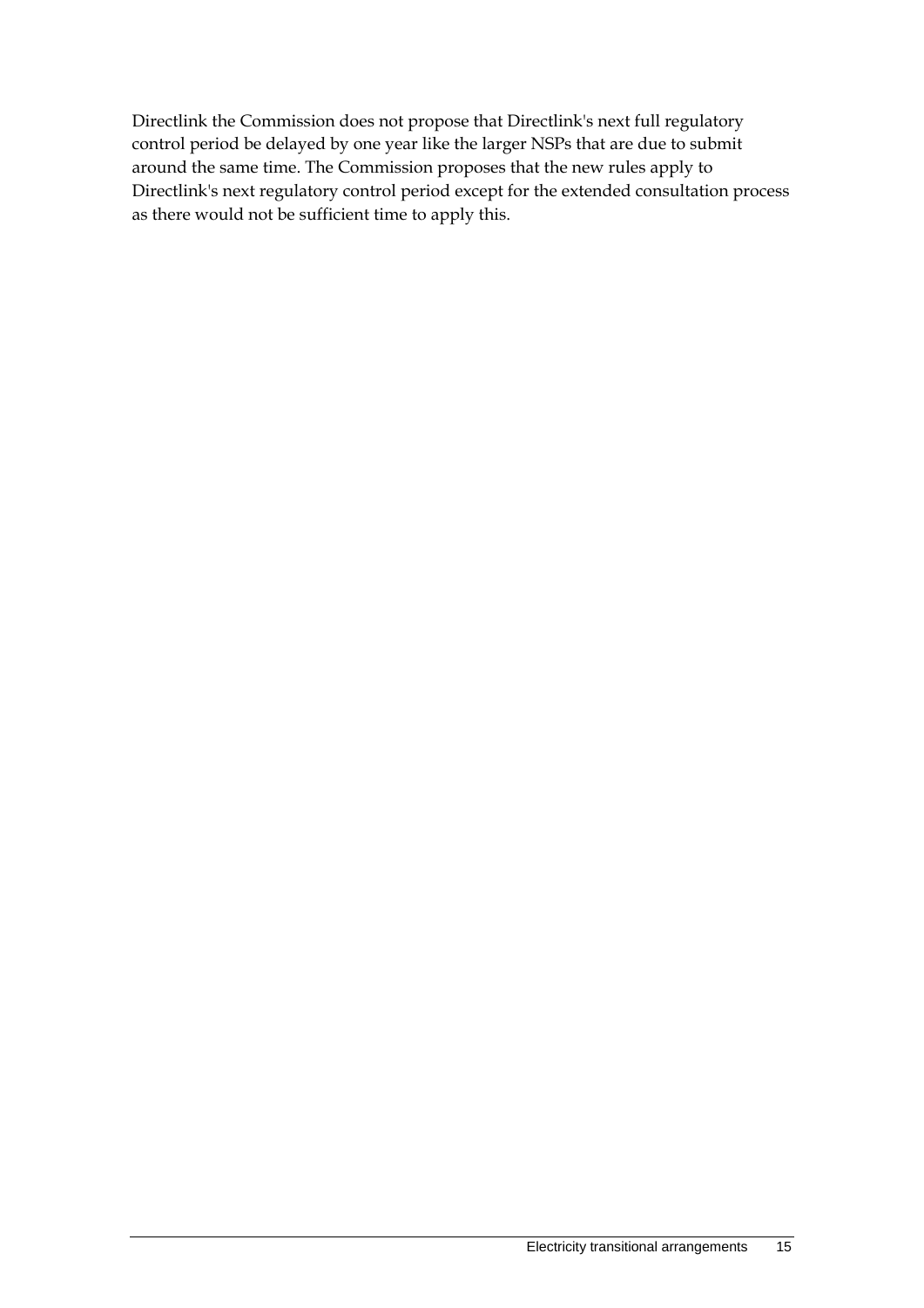Directlink the Commission does not propose that Directlink's next full regulatory control period be delayed by one year like the larger NSPs that are due to submit around the same time. The Commission proposes that the new rules apply to Directlink's next regulatory control period except for the extended consultation process as there would not be sufficient time to apply this.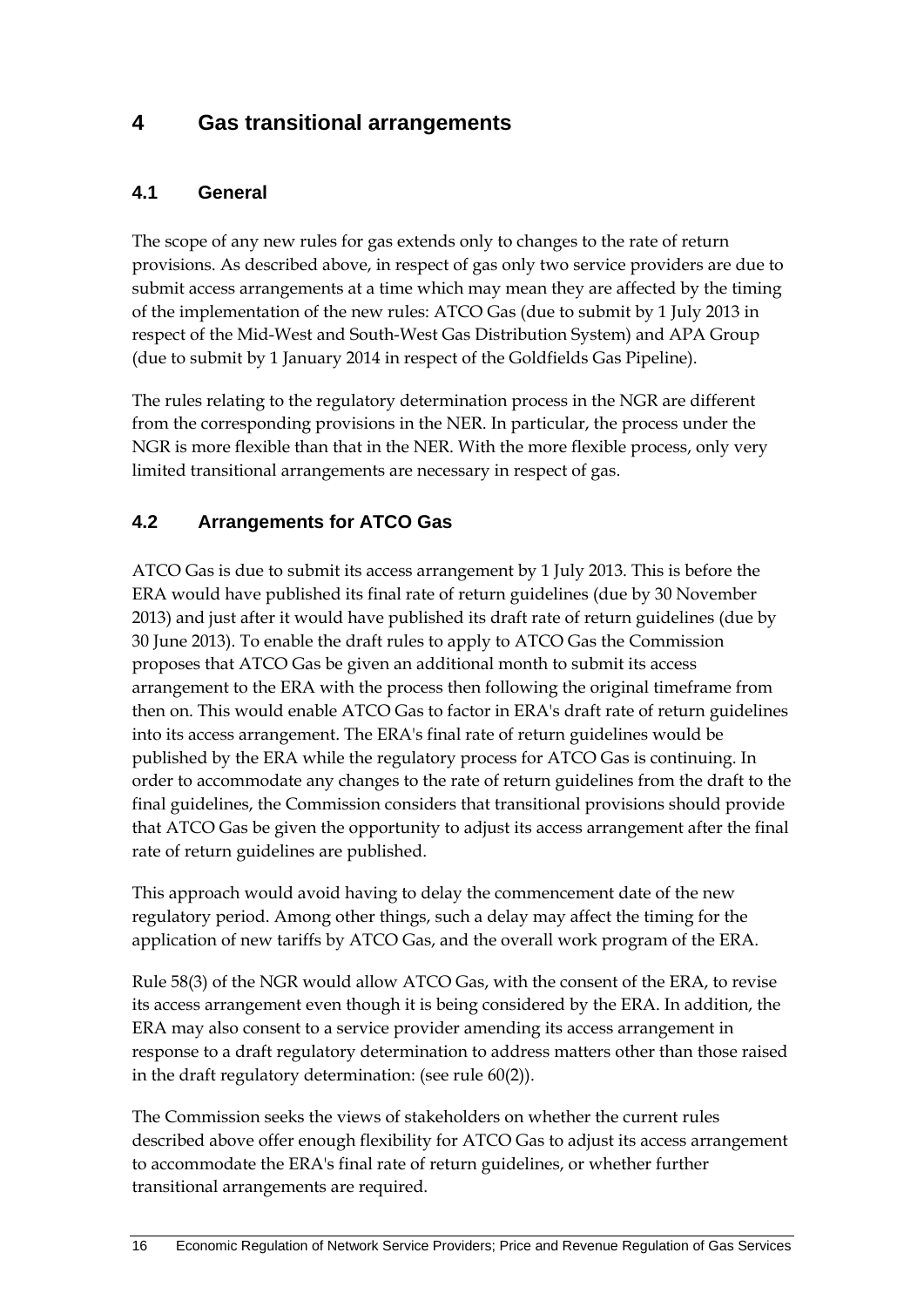# 4 Gas transitional arrangements

## 4.1 General

The scope of any new rules for gas extends only to changes to the rate of return provisions. As described above, in respect of gas only two service providers are due to submit access arrangements at a time which may mean they are affected by the timing of the implementation of the new rules: ATCO Gas (due to submit by 1 July 2013 in respect of the Mid-West and South-West Gas Distribution System) and APA Group (due to submit by 1 January 2014 in respect of the Goldfields Gas Pipeline).

The rules relating to the regulatory determination process in the NGR are different from the corresponding provisions in the NER. In particular, the process under the NGR is more flexible than that in the NER. With the more flexible process, only very limited transitional arrangements are necessary in respect of gas.

## 4.2 Arrangements for ATCO Gas

ATCO Gas is due to submit its access arrangement by 1 July 2013. This is before the ERA would have published its final rate of return guidelines (due by 30 November 2013) and just after it would have published its draft rate of return guidelines (due by 30 June 2013). To enable the draft rules to apply to ATCO Gas the Commission proposes that ATCO Gas be given an additional month to submit its access arrangement to the ERA with the process then following the original timeframe from then on. This would enable ATCO Gas to factor in ERA's draft rate of return guidelines into its access arrangement. The ERA's final rate of return guidelines would be published by the ERA while the regulatory process for ATCO Gas is continuing. In order to accommodate any changes to the rate of return guidelines from the draft to the final guidelines, the Commission considers that transitional provisions should provide that ATCO Gas be given the opportunity to adjust its access arrangement after the final rate of return guidelines are published.

This approach would avoid having to delay the commencement date of the new regulatory period. Among other things, such a delay may affect the timing for the application of new tariffs by ATCO Gas, and the overall work program of the ERA.

Rule 58(3) of the NGR would allow ATCO Gas, with the consent of the ERA, to revise its access arrangement even though it is being considered by the ERA. In addition, the ERA may also consent to a service provider amending its access arrangement in response to a draft regulatory determination to address matters other than those raised in the draft regulatory determination: (see rule 60(2)).

The Commission seeks the views of stakeholders on whether the current rules described above offer enough flexibility for ATCO Gas to adjust its access arrangement to accommodate the ERA's final rate of return guidelines, or whether further transitional arrangements are required.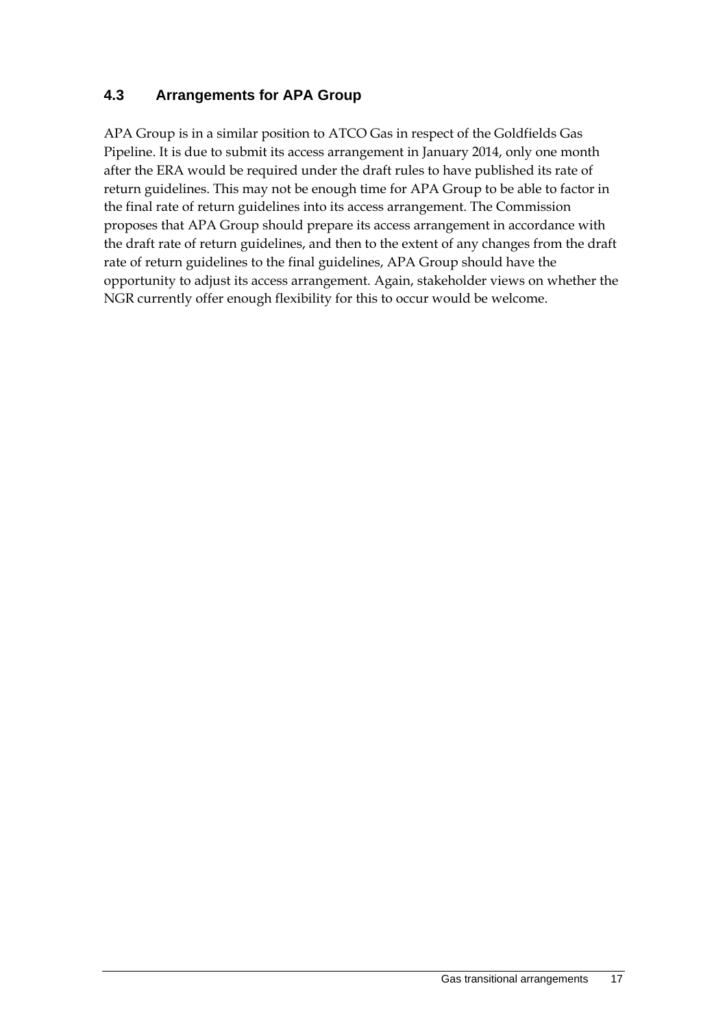### 4.3 Arrangements for APA Group

APA Group is in a similar position to ATCO Gas in respect of the Goldfields Gas Pipeline. It is due to submit its access arrangement in January 2014, only one month after the ERA would be required under the draft rules to have published its rate of return guidelines. This may not be enough time for APA Group to be able to factor in the final rate of return guidelines into its access arrangement. The Commission proposes that APA Group should prepare its access arrangement in accordance with the draft rate of return guidelines, and then to the extent of any changes from the draft rate of return guidelines to the final guidelines, APA Group should have the opportunity to adjust its access arrangement. Again, stakeholder views on whether the NGR currently offer enough flexibility for this to occur would be welcome.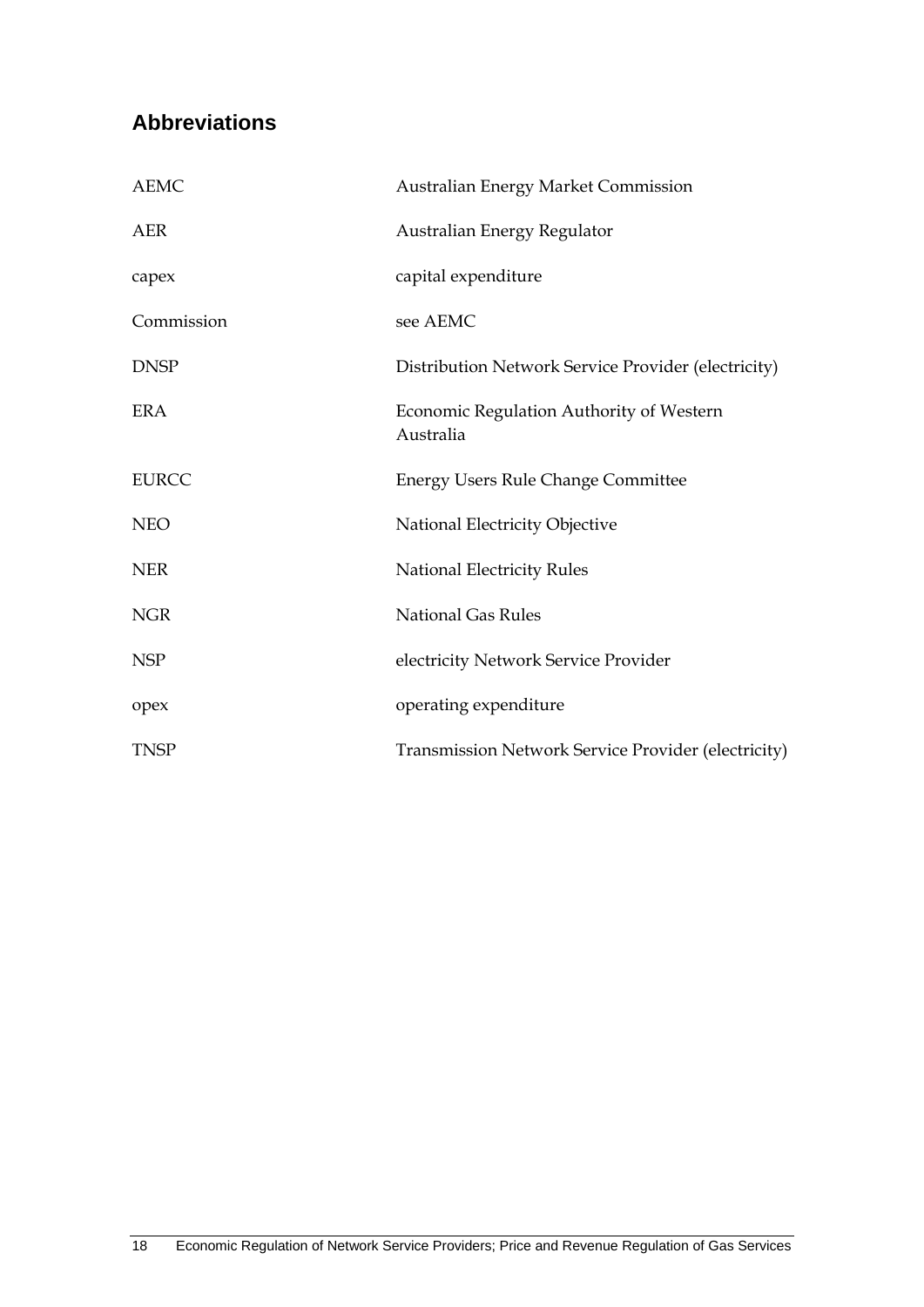## Abbreviations

| | |
|---|---|
| AEMC | Australian Energy Market Commission |
| AER | Australian Energy Regulator |
| capex | capital expenditure |
| Commission | see AEMC |
| DNSP | Distribution Network Service Provider (electricity) |
| ERA | Economic Regulation Authority of Western Australia |
| EURCC | Energy Users Rule Change Committee |
| NEO | National Electricity Objective |
| NER | National Electricity Rules |
| NGR | National Gas Rules |
| NSP | electricity Network Service Provider |
| opex | operating expenditure |
| TNSP | Transmission Network Service Provider (electricity) |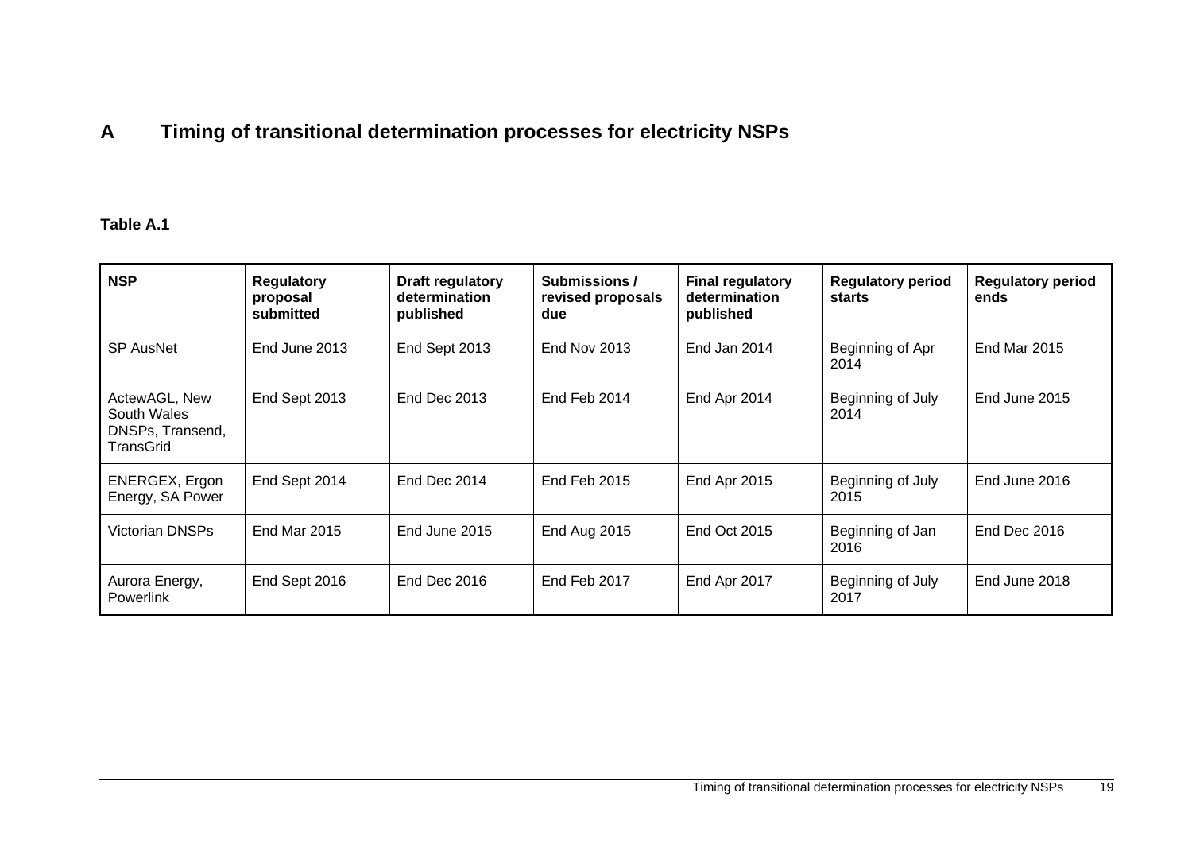# A Timing of transitional determination processes for electricity NSPs

**Table A.1**

| NSP | Regulatory proposal submitted | Draft regulatory determination published | Submissions / revised proposals due | Final regulatory determination published | Regulatory period starts | Regulatory period ends |
|---|---|---|---|---|---|---|
| SP AusNet | End June 2013 | End Sept 2013 | End Nov 2013 | End Jan 2014 | Beginning of Apr 2014 | End Mar 2015 |
| ActewAGL, New South Wales DNSPs, Transend, TransGrid | End Sept 2013 | End Dec 2013 | End Feb 2014 | End Apr 2014 | Beginning of July 2014 | End June 2015 |
| ENERGEX, Ergon Energy, SA Power | End Sept 2014 | End Dec 2014 | End Feb 2015 | End Apr 2015 | Beginning of July 2015 | End June 2016 |
| Victorian DNSPs | End Mar 2015 | End June 2015 | End Aug 2015 | End Oct 2015 | Beginning of Jan 2016 | End Dec 2016 |
| Aurora Energy, Powerlink | End Sept 2016 | End Dec 2016 | End Feb 2017 | End Apr 2017 | Beginning of July 2017 | End June 2018 |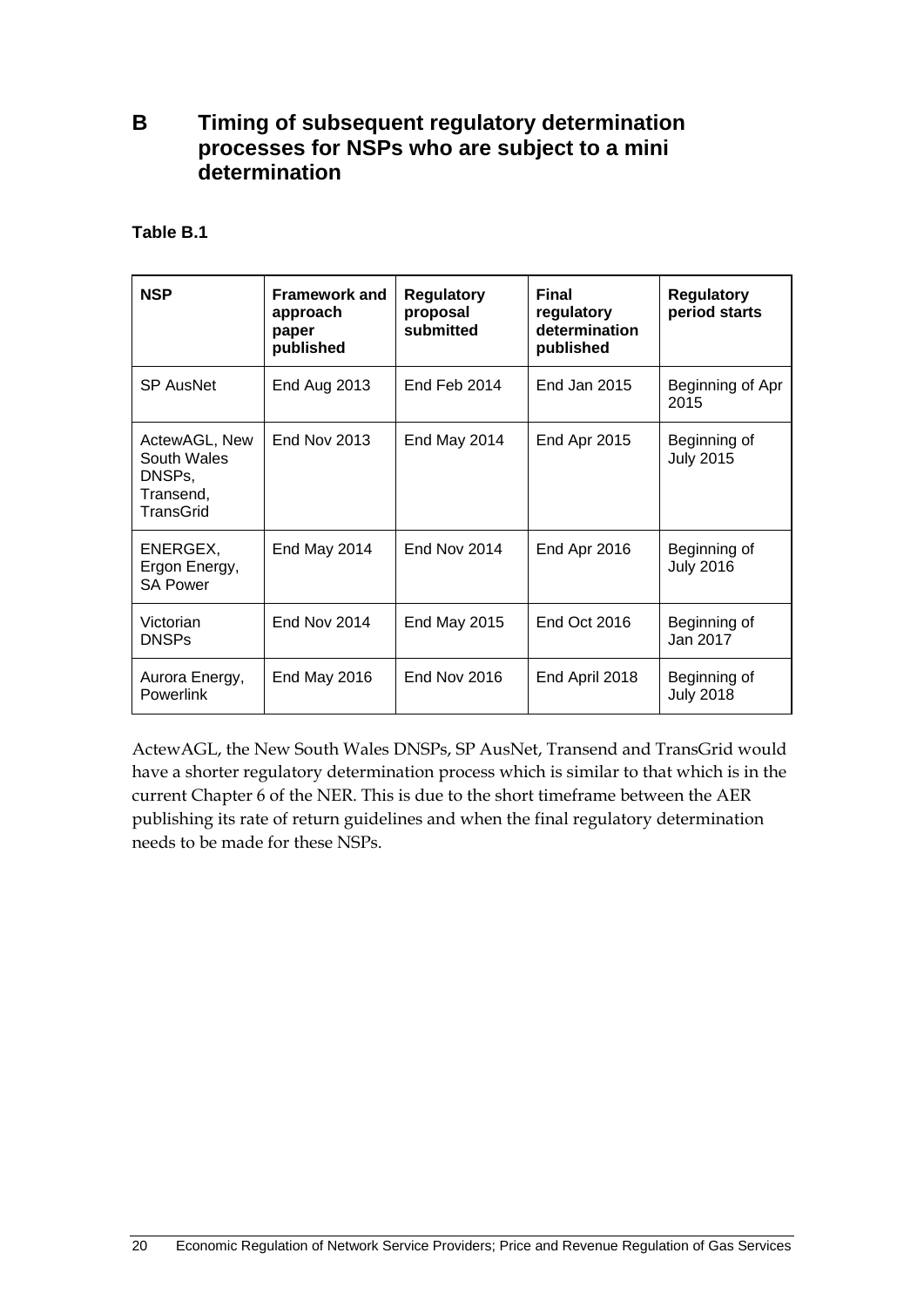# B Timing of subsequent regulatory determination processes for NSPs who are subject to a mini determination

**Table B.1**

| NSP | Framework and approach paper published | Regulatory proposal submitted | Final regulatory determination published | Regulatory period starts |
|---|---|---|---|---|
| SP AusNet | End Aug 2013 | End Feb 2014 | End Jan 2015 | Beginning of Apr 2015 |
| ActewAGL, New South Wales DNSPs, Transend, TransGrid | End Nov 2013 | End May 2014 | End Apr 2015 | Beginning of July 2015 |
| ENERGEX, Ergon Energy, SA Power | End May 2014 | End Nov 2014 | End Apr 2016 | Beginning of July 2016 |
| Victorian DNSPs | End Nov 2014 | End May 2015 | End Oct 2016 | Beginning of Jan 2017 |
| Aurora Energy, Powerlink | End May 2016 | End Nov 2016 | End April 2018 | Beginning of July 2018 |

ActewAGL, the New South Wales DNSPs, SP AusNet, Transend and TransGrid would have a shorter regulatory determination process which is similar to that which is in the current Chapter 6 of the NER. This is due to the short timeframe between the AER publishing its rate of return guidelines and when the final regulatory determination needs to be made for these NSPs.